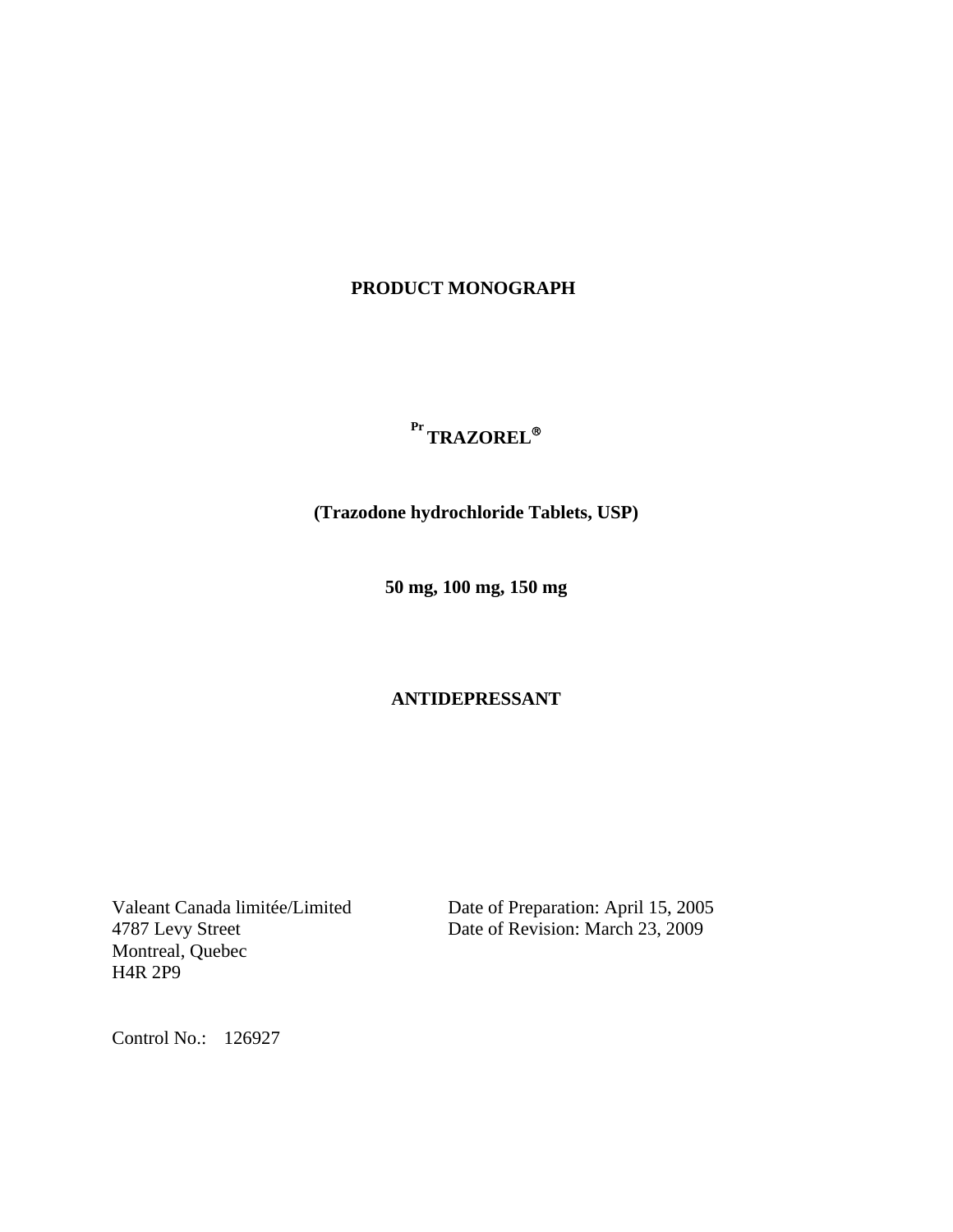# PRODUCT MONOGRAPH

## [Pr] TRAZOREL®

**(Trazodone hydrochloride Tablets, USP)**

**50 mg, 100 mg, 150 mg**

**ANTIDEPRESSANT**

Valeant Canada limitée/Limited
4787 Levy Street
Montreal, Quebec
H4R 2P9

Date of Preparation: April 15, 2005
Date of Revision: March 23, 2009

Control No.: 126927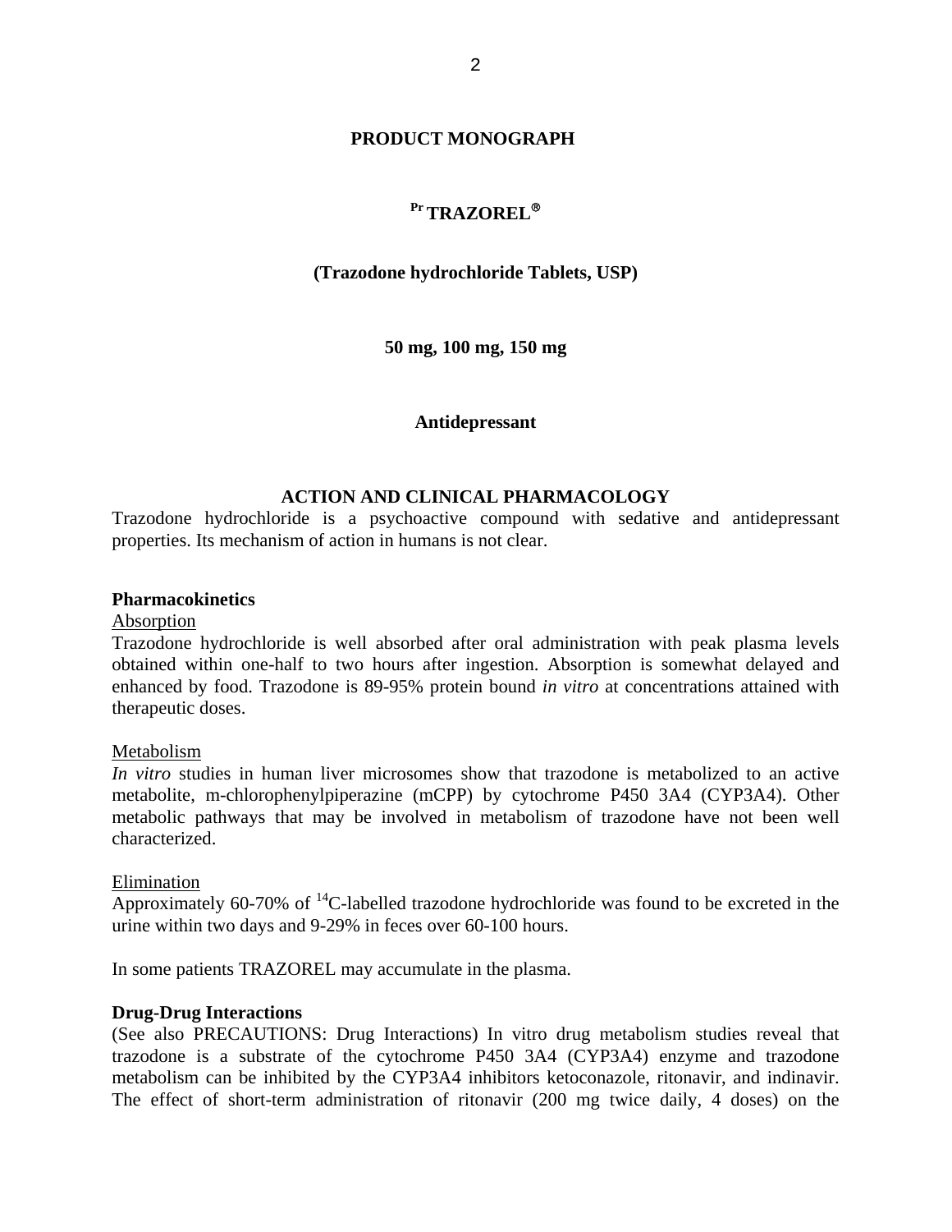# PRODUCT MONOGRAPH

## Pr TRAZOREL®

### (Trazodone hydrochloride Tablets, USP)

**50 mg, 100 mg, 150 mg**

**Antidepressant**

## ACTION AND CLINICAL PHARMACOLOGY

Trazodone hydrochloride is a psychoactive compound with sedative and antidepressant properties. Its mechanism of action in humans is not clear.

### Pharmacokinetics

Absorption

Trazodone hydrochloride is well absorbed after oral administration with peak plasma levels obtained within one-half to two hours after ingestion. Absorption is somewhat delayed and enhanced by food. Trazodone is 89-95% protein bound *in vitro* at concentrations attained with therapeutic doses.

Metabolism

*In vitro* studies in human liver microsomes show that trazodone is metabolized to an active metabolite, m-chlorophenylpiperazine (mCPP) by cytochrome P450 3A4 (CYP3A4). Other metabolic pathways that may be involved in metabolism of trazodone have not been well characterized.

Elimination

Approximately 60-70% of $^{14}$C-labelled trazodone hydrochloride was found to be excreted in the urine within two days and 9-29% in feces over 60-100 hours.

In some patients TRAZOREL may accumulate in the plasma.

### Drug-Drug Interactions

(See also PRECAUTIONS: Drug Interactions) In vitro drug metabolism studies reveal that trazodone is a substrate of the cytochrome P450 3A4 (CYP3A4) enzyme and trazodone metabolism can be inhibited by the CYP3A4 inhibitors ketoconazole, ritonavir, and indinavir. The effect of short-term administration of ritonavir (200 mg twice daily, 4 doses) on the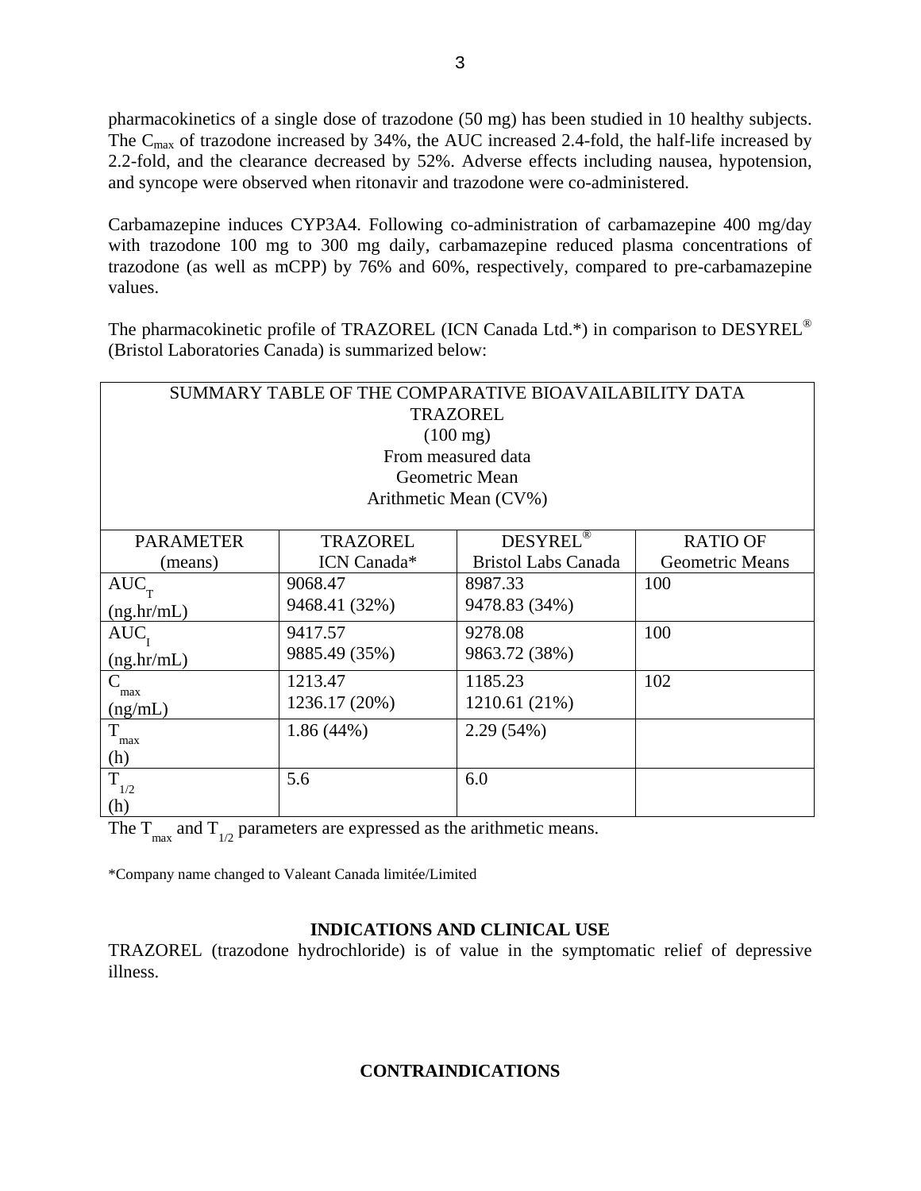pharmacokinetics of a single dose of trazodone (50 mg) has been studied in 10 healthy subjects. The $C_{max}$ of trazodone increased by 34%, the AUC increased 2.4-fold, the half-life increased by 2.2-fold, and the clearance decreased by 52%. Adverse effects including nausea, hypotension, and syncope were observed when ritonavir and trazodone were co-administered.

Carbamazepine induces CYP3A4. Following co-administration of carbamazepine 400 mg/day with trazodone 100 mg to 300 mg daily, carbamazepine reduced plasma concentrations of trazodone (as well as mCPP) by 76% and 60%, respectively, compared to pre-carbamazepine values.

The pharmacokinetic profile of TRAZOREL (ICN Canada Ltd.*) in comparison to DESYREL® (Bristol Laboratories Canada) is summarized below:

SUMMARY TABLE OF THE COMPARATIVE BIOAVAILABILITY DATA
TRAZOREL
(100 mg)
From measured data
Geometric Mean
Arithmetic Mean (CV%)

| PARAMETER (means) | TRAZOREL ICN Canada* | DESYREL® Bristol Labs Canada | RATIO OF Geometric Means |
|---|---|---|---|
| $AUC_T$ (ng.hr/mL) | 9068.47<br>9468.41 (32%) | 8987.33<br>9478.83 (34%) | 100 |
| $AUC_I$ (ng.hr/mL) | 9417.57<br>9885.49 (35%) | 9278.08<br>9863.72 (38%) | 100 |
| $C_{max}$ (ng/mL) | 1213.47<br>1236.17 (20%) | 1185.23<br>1210.61 (21%) | 102 |
| $T_{max}$ (h) | 1.86 (44%) | 2.29 (54%) | |
| $T_{1/2}$ (h) | 5.6 | 6.0 | |

The $T_{max}$ and $T_{1/2}$ parameters are expressed as the arithmetic means.

*Company name changed to Valeant Canada limitée/Limited

## INDICATIONS AND CLINICAL USE

TRAZOREL (trazodone hydrochloride) is of value in the symptomatic relief of depressive illness.

## CONTRAINDICATIONS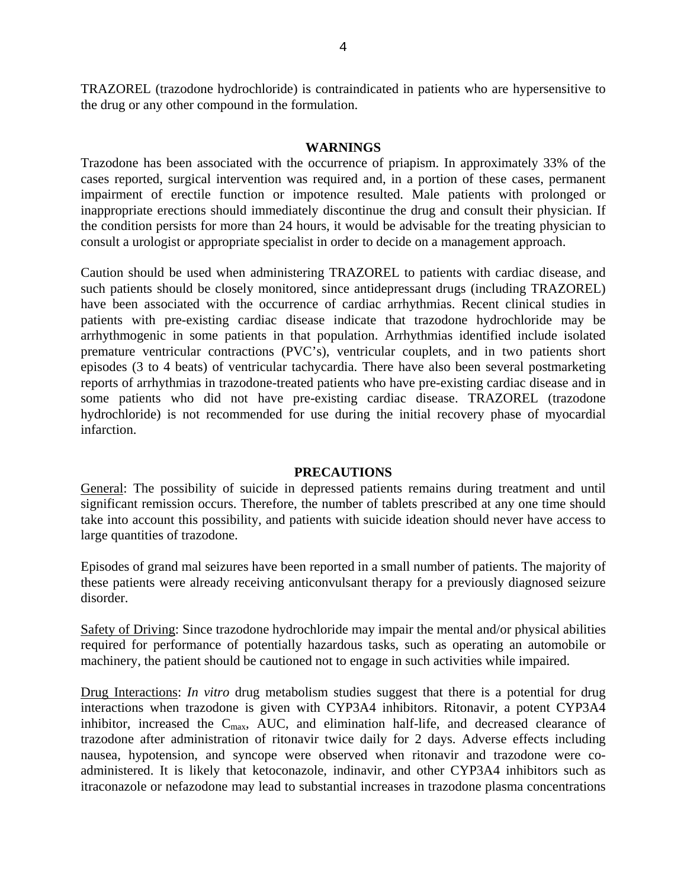TRAZOREL (trazodone hydrochloride) is contraindicated in patients who are hypersensitive to the drug or any other compound in the formulation.

## WARNINGS

Trazodone has been associated with the occurrence of priapism. In approximately 33% of the cases reported, surgical intervention was required and, in a portion of these cases, permanent impairment of erectile function or impotence resulted. Male patients with prolonged or inappropriate erections should immediately discontinue the drug and consult their physician. If the condition persists for more than 24 hours, it would be advisable for the treating physician to consult a urologist or appropriate specialist in order to decide on a management approach.

Caution should be used when administering TRAZOREL to patients with cardiac disease, and such patients should be closely monitored, since antidepressant drugs (including TRAZOREL) have been associated with the occurrence of cardiac arrhythmias. Recent clinical studies in patients with pre-existing cardiac disease indicate that trazodone hydrochloride may be arrhythmogenic in some patients in that population. Arrhythmias identified include isolated premature ventricular contractions (PVC's), ventricular couplets, and in two patients short episodes (3 to 4 beats) of ventricular tachycardia. There have also been several postmarketing reports of arrhythmias in trazodone-treated patients who have pre-existing cardiac disease and in some patients who did not have pre-existing cardiac disease. TRAZOREL (trazodone hydrochloride) is not recommended for use during the initial recovery phase of myocardial infarction.

## PRECAUTIONS

General: The possibility of suicide in depressed patients remains during treatment and until significant remission occurs. Therefore, the number of tablets prescribed at any one time should take into account this possibility, and patients with suicide ideation should never have access to large quantities of trazodone.

Episodes of grand mal seizures have been reported in a small number of patients. The majority of these patients were already receiving anticonvulsant therapy for a previously diagnosed seizure disorder.

Safety of Driving: Since trazodone hydrochloride may impair the mental and/or physical abilities required for performance of potentially hazardous tasks, such as operating an automobile or machinery, the patient should be cautioned not to engage in such activities while impaired.

Drug Interactions: *In vitro* drug metabolism studies suggest that there is a potential for drug interactions when trazodone is given with CYP3A4 inhibitors. Ritonavir, a potent CYP3A4 inhibitor, increased the $C_{max}$, AUC, and elimination half-life, and decreased clearance of trazodone after administration of ritonavir twice daily for 2 days. Adverse effects including nausea, hypotension, and syncope were observed when ritonavir and trazodone were co-administered. It is likely that ketoconazole, indinavir, and other CYP3A4 inhibitors such as itraconazole or nefazodone may lead to substantial increases in trazodone plasma concentrations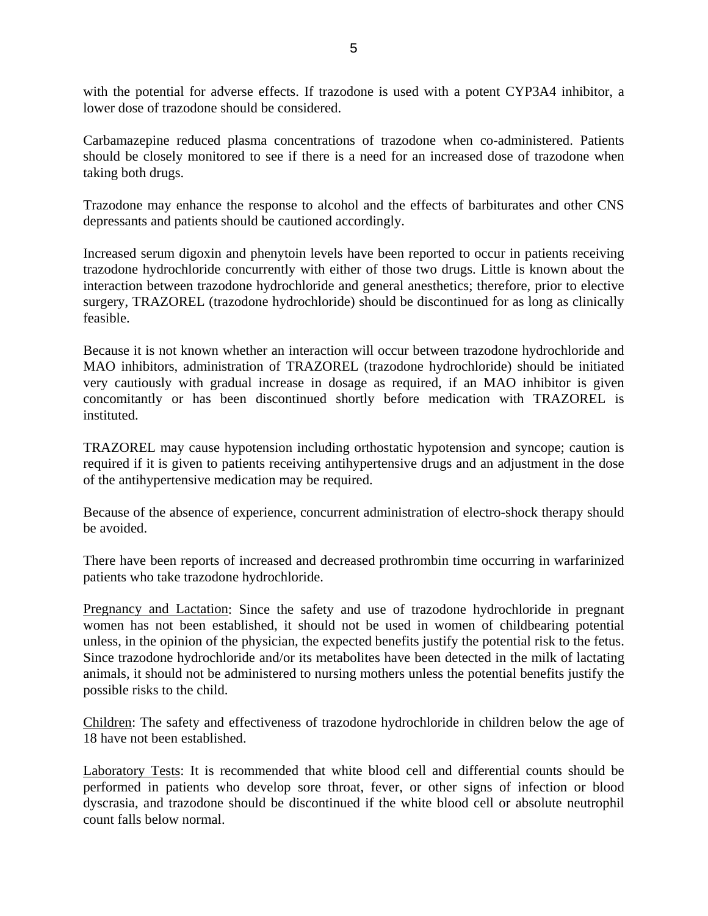with the potential for adverse effects. If trazodone is used with a potent CYP3A4 inhibitor, a lower dose of trazodone should be considered.

Carbamazepine reduced plasma concentrations of trazodone when co-administered. Patients should be closely monitored to see if there is a need for an increased dose of trazodone when taking both drugs.

Trazodone may enhance the response to alcohol and the effects of barbiturates and other CNS depressants and patients should be cautioned accordingly.

Increased serum digoxin and phenytoin levels have been reported to occur in patients receiving trazodone hydrochloride concurrently with either of those two drugs. Little is known about the interaction between trazodone hydrochloride and general anesthetics; therefore, prior to elective surgery, TRAZOREL (trazodone hydrochloride) should be discontinued for as long as clinically feasible.

Because it is not known whether an interaction will occur between trazodone hydrochloride and MAO inhibitors, administration of TRAZOREL (trazodone hydrochloride) should be initiated very cautiously with gradual increase in dosage as required, if an MAO inhibitor is given concomitantly or has been discontinued shortly before medication with TRAZOREL is instituted.

TRAZOREL may cause hypotension including orthostatic hypotension and syncope; caution is required if it is given to patients receiving antihypertensive drugs and an adjustment in the dose of the antihypertensive medication may be required.

Because of the absence of experience, concurrent administration of electro-shock therapy should be avoided.

There have been reports of increased and decreased prothrombin time occurring in warfarinized patients who take trazodone hydrochloride.

Pregnancy and Lactation: Since the safety and use of trazodone hydrochloride in pregnant women has not been established, it should not be used in women of childbearing potential unless, in the opinion of the physician, the expected benefits justify the potential risk to the fetus. Since trazodone hydrochloride and/or its metabolites have been detected in the milk of lactating animals, it should not be administered to nursing mothers unless the potential benefits justify the possible risks to the child.

Children: The safety and effectiveness of trazodone hydrochloride in children below the age of 18 have not been established.

Laboratory Tests: It is recommended that white blood cell and differential counts should be performed in patients who develop sore throat, fever, or other signs of infection or blood dyscrasia, and trazodone should be discontinued if the white blood cell or absolute neutrophil count falls below normal.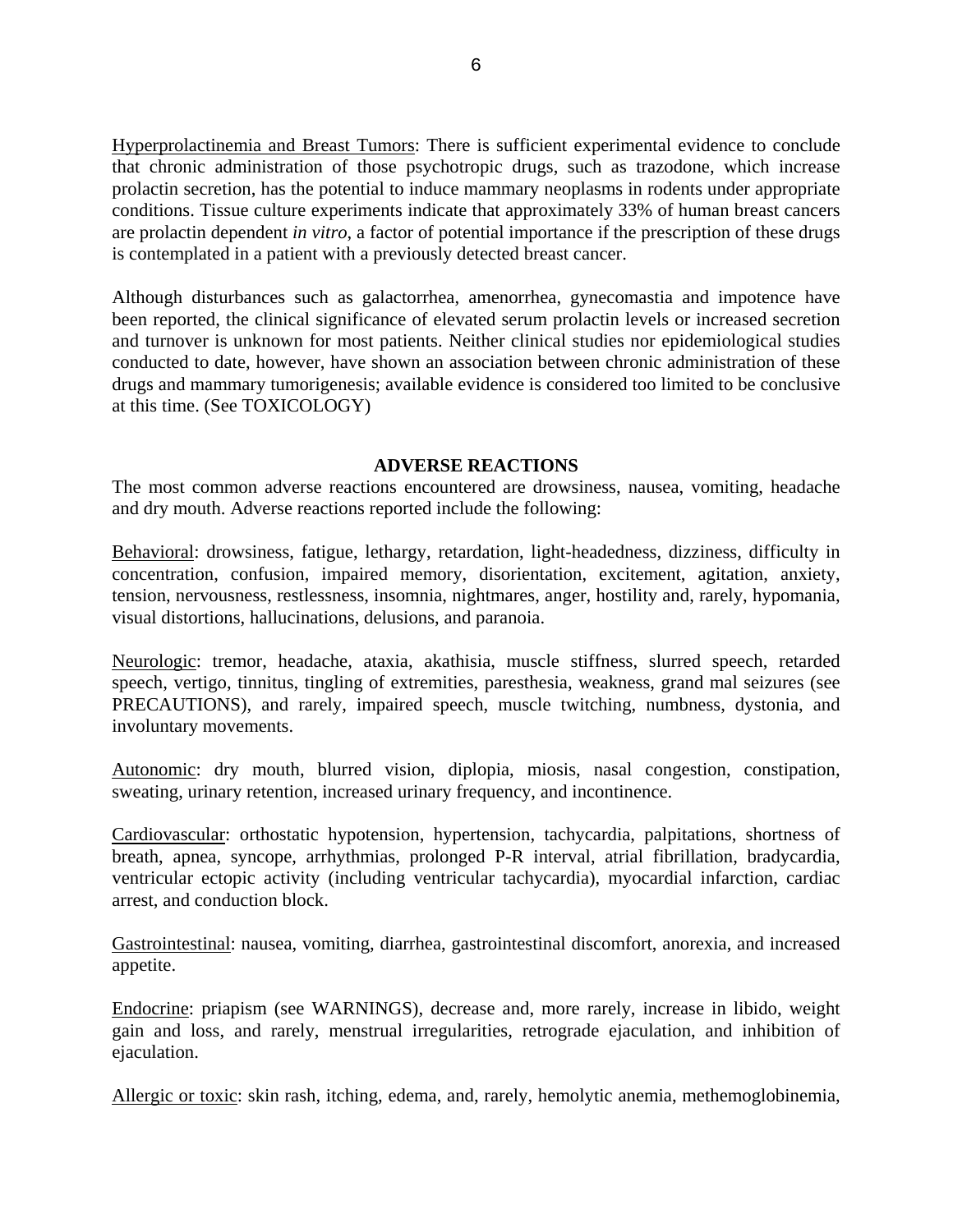Hyperprolactinemia and Breast Tumors: There is sufficient experimental evidence to conclude that chronic administration of those psychotropic drugs, such as trazodone, which increase prolactin secretion, has the potential to induce mammary neoplasms in rodents under appropriate conditions. Tissue culture experiments indicate that approximately 33% of human breast cancers are prolactin dependent *in vitro*, a factor of potential importance if the prescription of these drugs is contemplated in a patient with a previously detected breast cancer.

Although disturbances such as galactorrhea, amenorrhea, gynecomastia and impotence have been reported, the clinical significance of elevated serum prolactin levels or increased secretion and turnover is unknown for most patients. Neither clinical studies nor epidemiological studies conducted to date, however, have shown an association between chronic administration of these drugs and mammary tumorigenesis; available evidence is considered too limited to be conclusive at this time. (See TOXICOLOGY)

## ADVERSE REACTIONS

The most common adverse reactions encountered are drowsiness, nausea, vomiting, headache and dry mouth. Adverse reactions reported include the following:

Behavioral: drowsiness, fatigue, lethargy, retardation, light-headedness, dizziness, difficulty in concentration, confusion, impaired memory, disorientation, excitement, agitation, anxiety, tension, nervousness, restlessness, insomnia, nightmares, anger, hostility and, rarely, hypomania, visual distortions, hallucinations, delusions, and paranoia.

Neurologic: tremor, headache, ataxia, akathisia, muscle stiffness, slurred speech, retarded speech, vertigo, tinnitus, tingling of extremities, paresthesia, weakness, grand mal seizures (see PRECAUTIONS), and rarely, impaired speech, muscle twitching, numbness, dystonia, and involuntary movements.

Autonomic: dry mouth, blurred vision, diplopia, miosis, nasal congestion, constipation, sweating, urinary retention, increased urinary frequency, and incontinence.

Cardiovascular: orthostatic hypotension, hypertension, tachycardia, palpitations, shortness of breath, apnea, syncope, arrhythmias, prolonged P-R interval, atrial fibrillation, bradycardia, ventricular ectopic activity (including ventricular tachycardia), myocardial infarction, cardiac arrest, and conduction block.

Gastrointestinal: nausea, vomiting, diarrhea, gastrointestinal discomfort, anorexia, and increased appetite.

Endocrine: priapism (see WARNINGS), decrease and, more rarely, increase in libido, weight gain and loss, and rarely, menstrual irregularities, retrograde ejaculation, and inhibition of ejaculation.

Allergic or toxic: skin rash, itching, edema, and, rarely, hemolytic anemia, methemoglobinemia,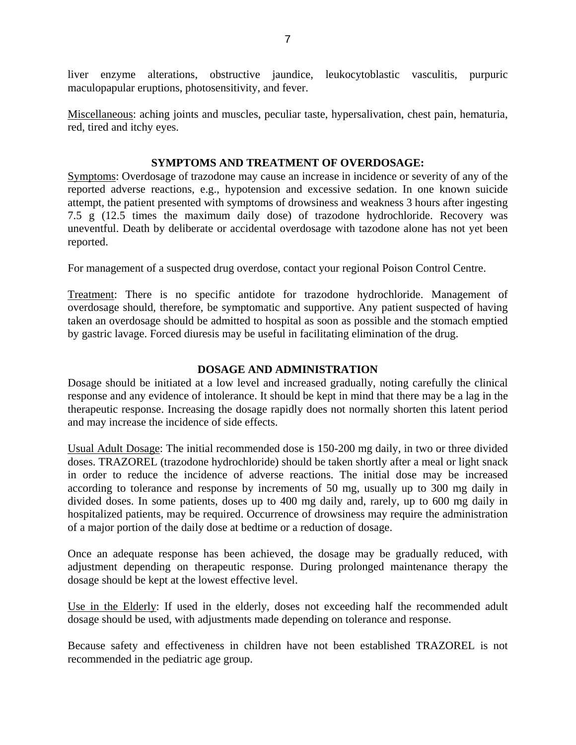liver enzyme alterations, obstructive jaundice, leukocytoblastic vasculitis, purpuric maculopapular eruptions, photosensitivity, and fever.

Miscellaneous: aching joints and muscles, peculiar taste, hypersalivation, chest pain, hematuria, red, tired and itchy eyes.

## SYMPTOMS AND TREATMENT OF OVERDOSAGE:

Symptoms: Overdosage of trazodone may cause an increase in incidence or severity of any of the reported adverse reactions, e.g., hypotension and excessive sedation. In one known suicide attempt, the patient presented with symptoms of drowsiness and weakness 3 hours after ingesting 7.5 g (12.5 times the maximum daily dose) of trazodone hydrochloride. Recovery was uneventful. Death by deliberate or accidental overdosage with tazodone alone has not yet been reported.

For management of a suspected drug overdose, contact your regional Poison Control Centre.

Treatment: There is no specific antidote for trazodone hydrochloride. Management of overdosage should, therefore, be symptomatic and supportive. Any patient suspected of having taken an overdosage should be admitted to hospital as soon as possible and the stomach emptied by gastric lavage. Forced diuresis may be useful in facilitating elimination of the drug.

## DOSAGE AND ADMINISTRATION

Dosage should be initiated at a low level and increased gradually, noting carefully the clinical response and any evidence of intolerance. It should be kept in mind that there may be a lag in the therapeutic response. Increasing the dosage rapidly does not normally shorten this latent period and may increase the incidence of side effects.

Usual Adult Dosage: The initial recommended dose is 150-200 mg daily, in two or three divided doses. TRAZOREL (trazodone hydrochloride) should be taken shortly after a meal or light snack in order to reduce the incidence of adverse reactions. The initial dose may be increased according to tolerance and response by increments of 50 mg, usually up to 300 mg daily in divided doses. In some patients, doses up to 400 mg daily and, rarely, up to 600 mg daily in hospitalized patients, may be required. Occurrence of drowsiness may require the administration of a major portion of the daily dose at bedtime or a reduction of dosage.

Once an adequate response has been achieved, the dosage may be gradually reduced, with adjustment depending on therapeutic response. During prolonged maintenance therapy the dosage should be kept at the lowest effective level.

Use in the Elderly: If used in the elderly, doses not exceeding half the recommended adult dosage should be used, with adjustments made depending on tolerance and response.

Because safety and effectiveness in children have not been established TRAZOREL is not recommended in the pediatric age group.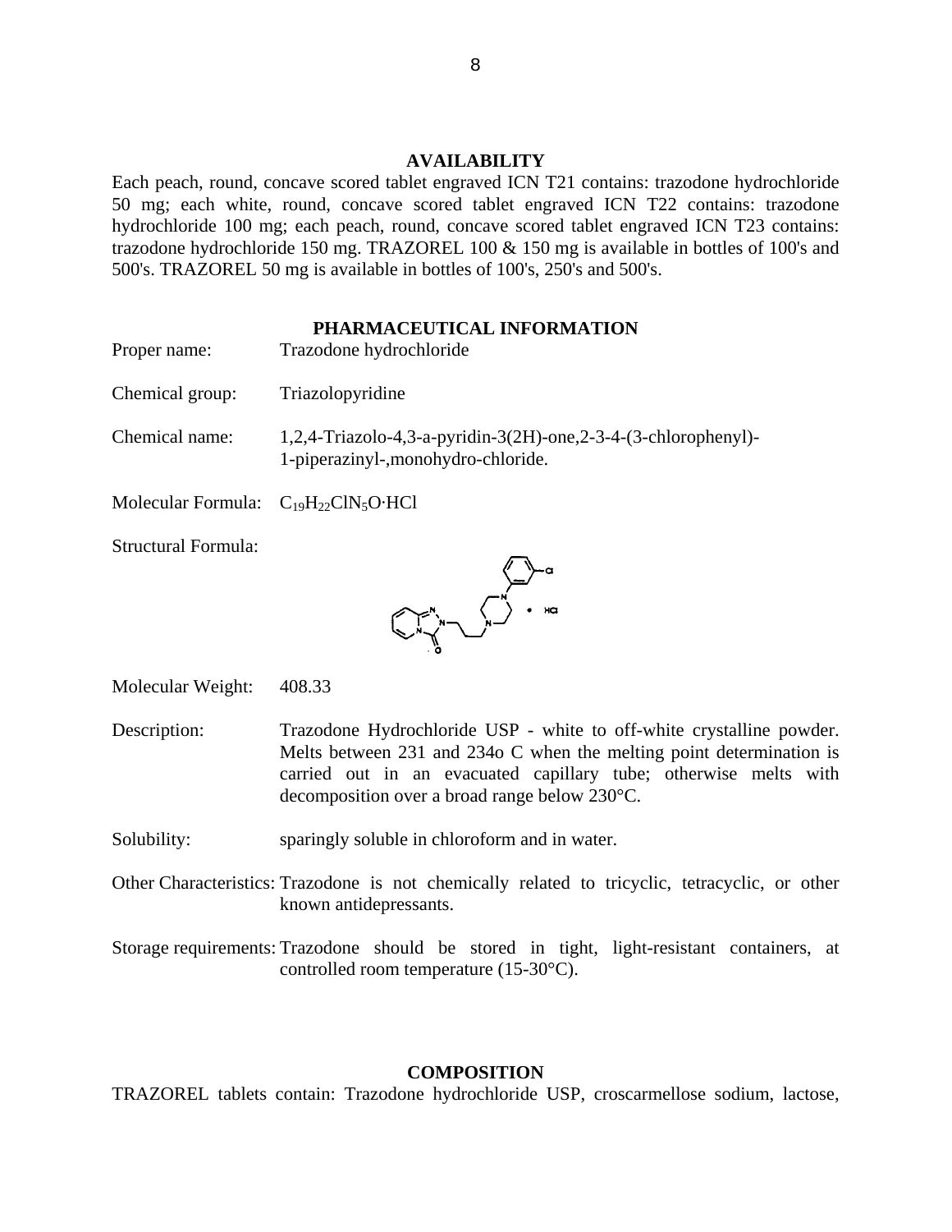## AVAILABILITY

Each peach, round, concave scored tablet engraved ICN T21 contains: trazodone hydrochloride 50 mg; each white, round, concave scored tablet engraved ICN T22 contains: trazodone hydrochloride 100 mg; each peach, round, concave scored tablet engraved ICN T23 contains: trazodone hydrochloride 150 mg. TRAZOREL 100 & 150 mg is available in bottles of 100's and 500's. TRAZOREL 50 mg is available in bottles of 100's, 250's and 500's.

## PHARMACEUTICAL INFORMATION

Proper name: Trazodone hydrochloride

Chemical group: Triazolopyridine

Chemical name: 1,2,4-Triazolo-4,3-a-pyridin-3(2H)-one,2-3-4-(3-chlorophenyl)-1-piperazinyl-,monohydro-chloride.

Molecular Formula: $C_{19}H_{22}ClN_5O·HCl$

Structural Formula:

Molecular Weight: 408.33

Description: Trazodone Hydrochloride USP - white to off-white crystalline powder. Melts between 231 and 234o C when the melting point determination is carried out in an evacuated capillary tube; otherwise melts with decomposition over a broad range below 230°C.

Solubility: sparingly soluble in chloroform and in water.

Other Characteristics: Trazodone is not chemically related to tricyclic, tetracyclic, or other known antidepressants.

Storage requirements: Trazodone should be stored in tight, light-resistant containers, at controlled room temperature (15-30°C).

## COMPOSITION

TRAZOREL tablets contain: Trazodone hydrochloride USP, croscarmellose sodium, lactose,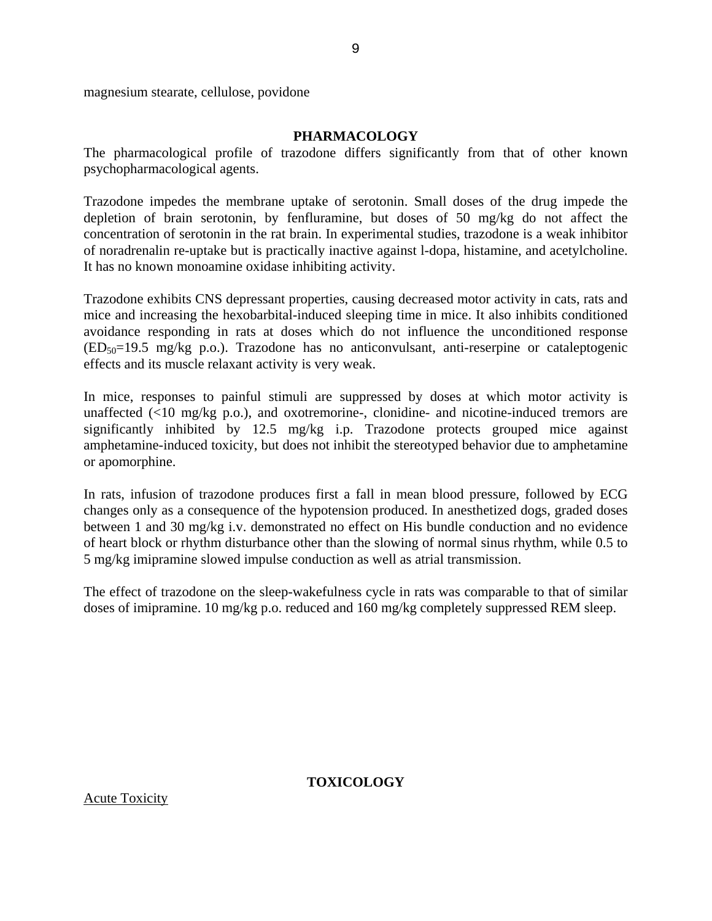magnesium stearate, cellulose, povidone

## PHARMACOLOGY

The pharmacological profile of trazodone differs significantly from that of other known psychopharmacological agents.

Trazodone impedes the membrane uptake of serotonin. Small doses of the drug impede the depletion of brain serotonin, by fenfluramine, but doses of 50 mg/kg do not affect the concentration of serotonin in the rat brain. In experimental studies, trazodone is a weak inhibitor of noradrenalin re-uptake but is practically inactive against l-dopa, histamine, and acetylcholine. It has no known monoamine oxidase inhibiting activity.

Trazodone exhibits CNS depressant properties, causing decreased motor activity in cats, rats and mice and increasing the hexobarbital-induced sleeping time in mice. It also inhibits conditioned avoidance responding in rats at doses which do not influence the unconditioned response ($ED_{50}$=19.5 mg/kg p.o.). Trazodone has no anticonvulsant, anti-reserpine or cataleptogenic effects and its muscle relaxant activity is very weak.

In mice, responses to painful stimuli are suppressed by doses at which motor activity is unaffected (<10 mg/kg p.o.), and oxotremorine-, clonidine- and nicotine-induced tremors are significantly inhibited by 12.5 mg/kg i.p. Trazodone protects grouped mice against amphetamine-induced toxicity, but does not inhibit the stereotyped behavior due to amphetamine or apomorphine.

In rats, infusion of trazodone produces first a fall in mean blood pressure, followed by ECG changes only as a consequence of the hypotension produced. In anesthetized dogs, graded doses between 1 and 30 mg/kg i.v. demonstrated no effect on His bundle conduction and no evidence of heart block or rhythm disturbance other than the slowing of normal sinus rhythm, while 0.5 to 5 mg/kg imipramine slowed impulse conduction as well as atrial transmission.

The effect of trazodone on the sleep-wakefulness cycle in rats was comparable to that of similar doses of imipramine. 10 mg/kg p.o. reduced and 160 mg/kg completely suppressed REM sleep.

## TOXICOLOGY

Acute Toxicity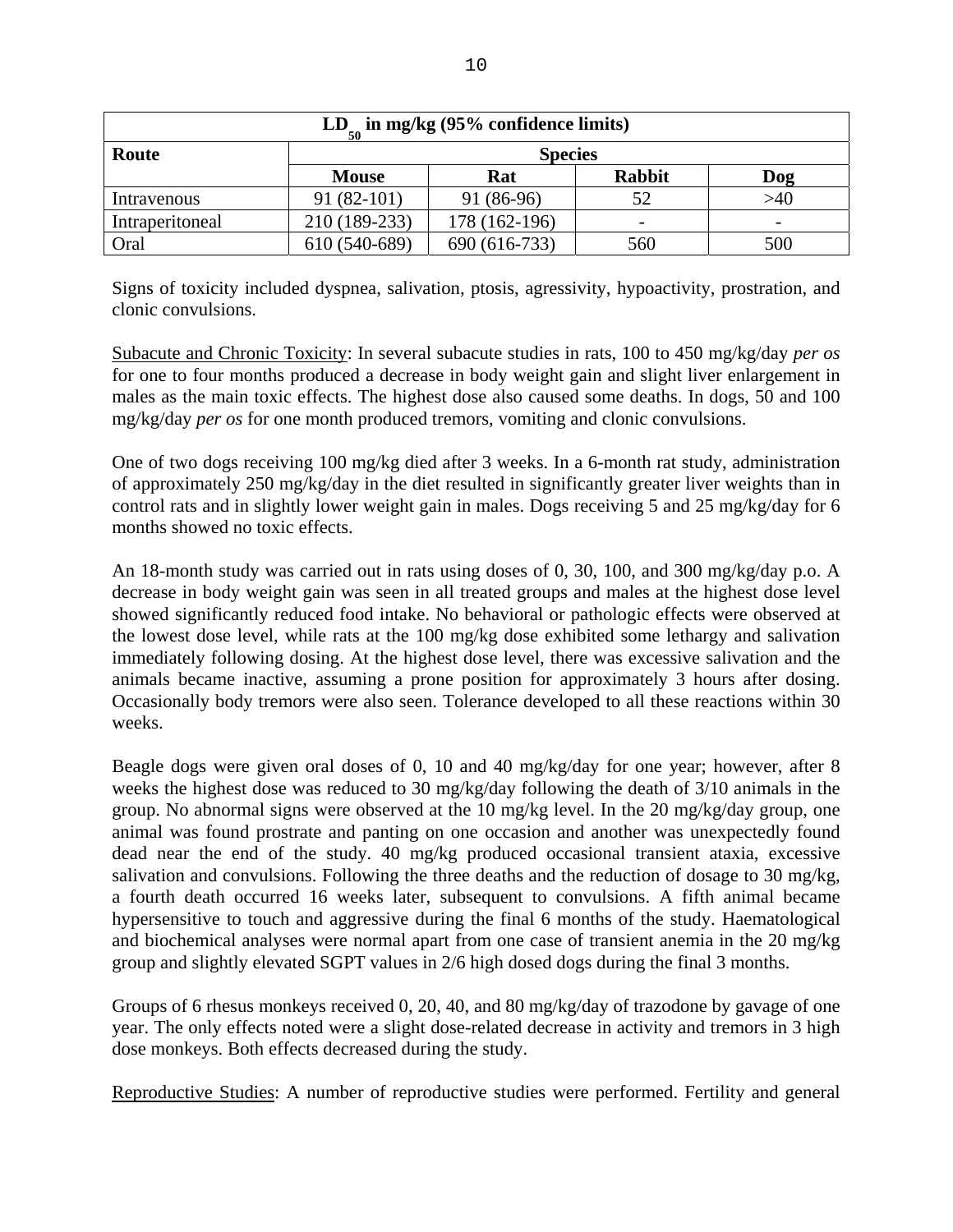| $LD_{50}$ in mg/kg (95% confidence limits) | | | | |
|---|---|---|---|---|
| **Route** | **Species** | | | |
| | **Mouse** | **Rat** | **Rabbit** | **Dog** |
| Intravenous | 91 (82-101) | 91 (86-96) | 52 | >40 |
| Intraperitoneal | 210 (189-233) | 178 (162-196) | - | - |
| Oral | 610 (540-689) | 690 (616-733) | 560 | 500 |

Signs of toxicity included dyspnea, salivation, ptosis, agressivity, hypoactivity, prostration, and clonic convulsions.

Subacute and Chronic Toxicity: In several subacute studies in rats, 100 to 450 mg/kg/day *per os* for one to four months produced a decrease in body weight gain and slight liver enlargement in males as the main toxic effects. The highest dose also caused some deaths. In dogs, 50 and 100 mg/kg/day *per os* for one month produced tremors, vomiting and clonic convulsions.

One of two dogs receiving 100 mg/kg died after 3 weeks. In a 6-month rat study, administration of approximately 250 mg/kg/day in the diet resulted in significantly greater liver weights than in control rats and in slightly lower weight gain in males. Dogs receiving 5 and 25 mg/kg/day for 6 months showed no toxic effects.

An 18-month study was carried out in rats using doses of 0, 30, 100, and 300 mg/kg/day p.o. A decrease in body weight gain was seen in all treated groups and males at the highest dose level showed significantly reduced food intake. No behavioral or pathologic effects were observed at the lowest dose level, while rats at the 100 mg/kg dose exhibited some lethargy and salivation immediately following dosing. At the highest dose level, there was excessive salivation and the animals became inactive, assuming a prone position for approximately 3 hours after dosing. Occasionally body tremors were also seen. Tolerance developed to all these reactions within 30 weeks.

Beagle dogs were given oral doses of 0, 10 and 40 mg/kg/day for one year; however, after 8 weeks the highest dose was reduced to 30 mg/kg/day following the death of 3/10 animals in the group. No abnormal signs were observed at the 10 mg/kg level. In the 20 mg/kg/day group, one animal was found prostrate and panting on one occasion and another was unexpectedly found dead near the end of the study. 40 mg/kg produced occasional transient ataxia, excessive salivation and convulsions. Following the three deaths and the reduction of dosage to 30 mg/kg, a fourth death occurred 16 weeks later, subsequent to convulsions. A fifth animal became hypersensitive to touch and aggressive during the final 6 months of the study. Haematological and biochemical analyses were normal apart from one case of transient anemia in the 20 mg/kg group and slightly elevated SGPT values in 2/6 high dosed dogs during the final 3 months.

Groups of 6 rhesus monkeys received 0, 20, 40, and 80 mg/kg/day of trazodone by gavage of one year. The only effects noted were a slight dose-related decrease in activity and tremors in 3 high dose monkeys. Both effects decreased during the study.

Reproductive Studies: A number of reproductive studies were performed. Fertility and general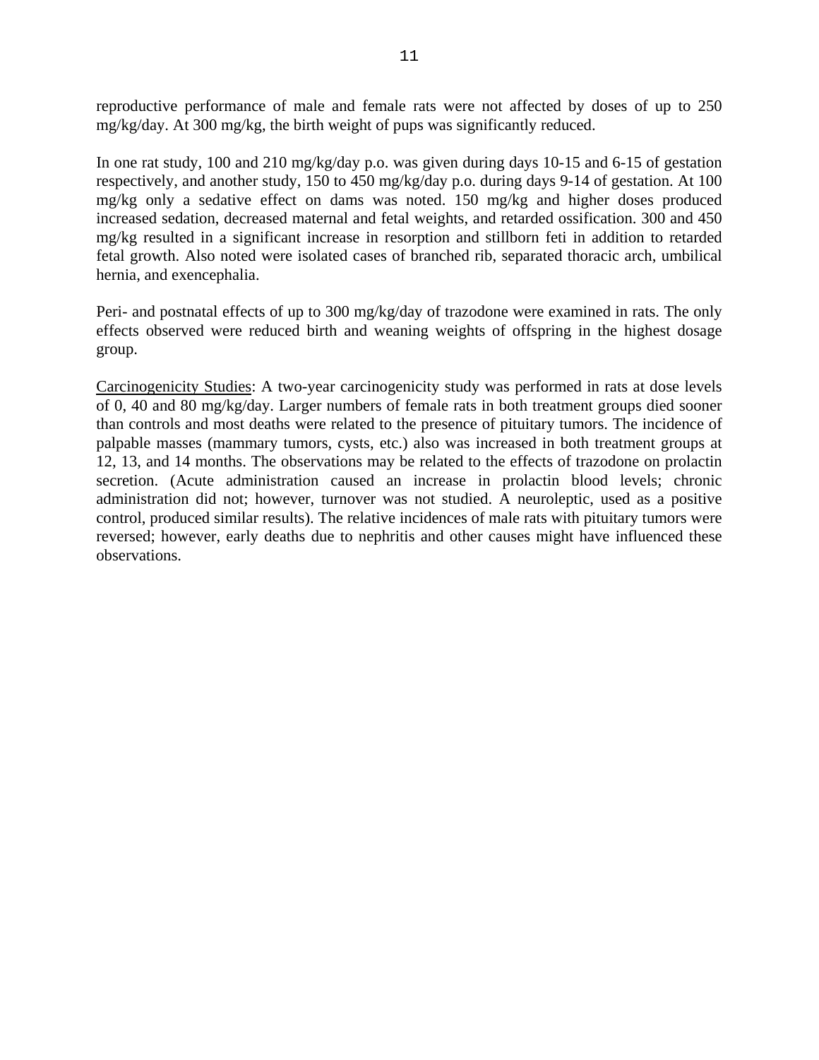reproductive performance of male and female rats were not affected by doses of up to 250 mg/kg/day. At 300 mg/kg, the birth weight of pups was significantly reduced.

In one rat study, 100 and 210 mg/kg/day p.o. was given during days 10-15 and 6-15 of gestation respectively, and another study, 150 to 450 mg/kg/day p.o. during days 9-14 of gestation. At 100 mg/kg only a sedative effect on dams was noted. 150 mg/kg and higher doses produced increased sedation, decreased maternal and fetal weights, and retarded ossification. 300 and 450 mg/kg resulted in a significant increase in resorption and stillborn feti in addition to retarded fetal growth. Also noted were isolated cases of branched rib, separated thoracic arch, umbilical hernia, and exencephalia.

Peri- and postnatal effects of up to 300 mg/kg/day of trazodone were examined in rats. The only effects observed were reduced birth and weaning weights of offspring in the highest dosage group.

<u>Carcinogenicity Studies</u>: A two-year carcinogenicity study was performed in rats at dose levels of 0, 40 and 80 mg/kg/day. Larger numbers of female rats in both treatment groups died sooner than controls and most deaths were related to the presence of pituitary tumors. The incidence of palpable masses (mammary tumors, cysts, etc.) also was increased in both treatment groups at 12, 13, and 14 months. The observations may be related to the effects of trazodone on prolactin secretion. (Acute administration caused an increase in prolactin blood levels; chronic administration did not; however, turnover was not studied. A neuroleptic, used as a positive control, produced similar results). The relative incidences of male rats with pituitary tumors were reversed; however, early deaths due to nephritis and other causes might have influenced these observations.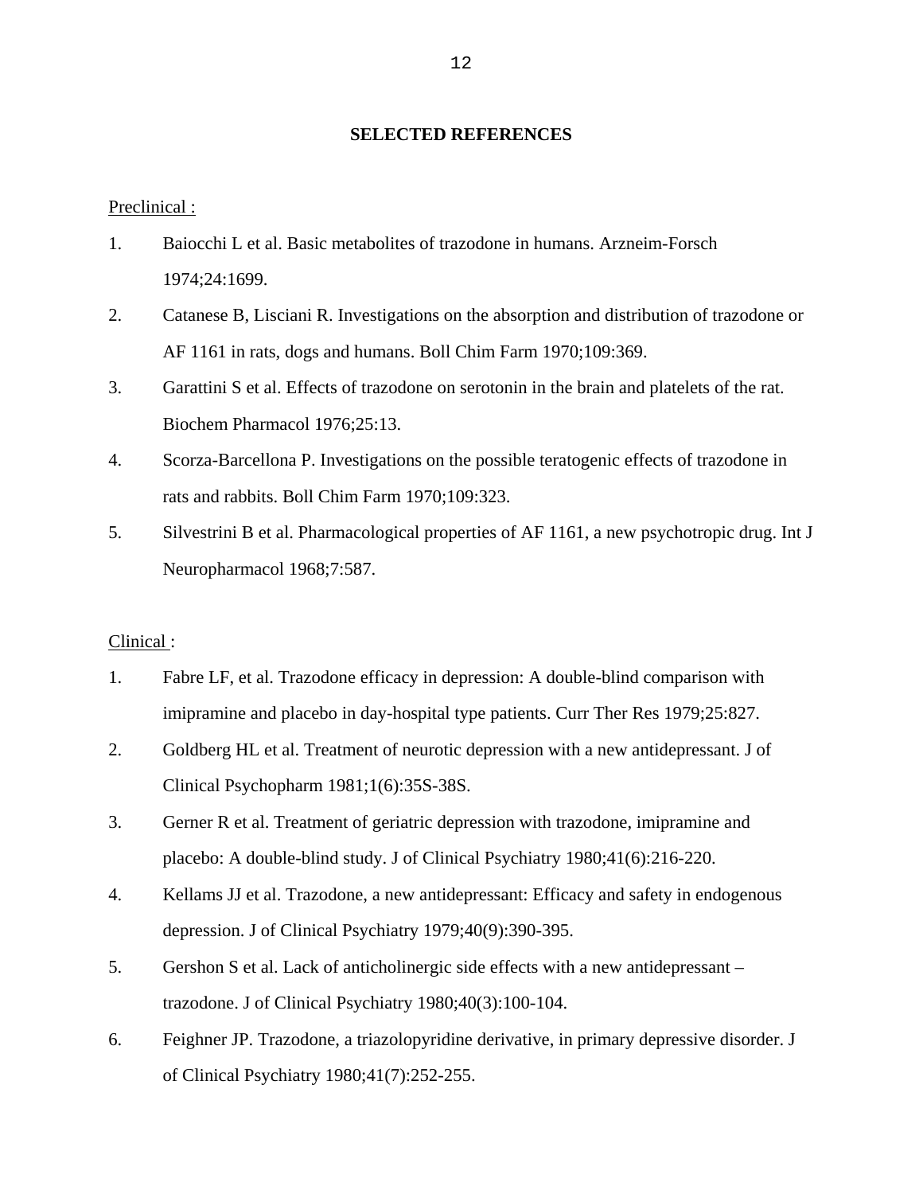## SELECTED REFERENCES

Preclinical :

1. Baiocchi L et al. Basic metabolites of trazodone in humans. Arzneim-Forsch 1974;24:1699.
2. Catanese B, Lisciani R. Investigations on the absorption and distribution of trazodone or AF 1161 in rats, dogs and humans. Boll Chim Farm 1970;109:369.
3. Garattini S et al. Effects of trazodone on serotonin in the brain and platelets of the rat. Biochem Pharmacol 1976;25:13.
4. Scorza-Barcellona P. Investigations on the possible teratogenic effects of trazodone in rats and rabbits. Boll Chim Farm 1970;109:323.
5. Silvestrini B et al. Pharmacological properties of AF 1161, a new psychotropic drug. Int J Neuropharmacol 1968;7:587.

Clinical :

1. Fabre LF, et al. Trazodone efficacy in depression: A double-blind comparison with imipramine and placebo in day-hospital type patients. Curr Ther Res 1979;25:827.
2. Goldberg HL et al. Treatment of neurotic depression with a new antidepressant. J of Clinical Psychopharm 1981;1(6):35S-38S.
3. Gerner R et al. Treatment of geriatric depression with trazodone, imipramine and placebo: A double-blind study. J of Clinical Psychiatry 1980;41(6):216-220.
4. Kellams JJ et al. Trazodone, a new antidepressant: Efficacy and safety in endogenous depression. J of Clinical Psychiatry 1979;40(9):390-395.
5. Gershon S et al. Lack of anticholinergic side effects with a new antidepressant – trazodone. J of Clinical Psychiatry 1980;40(3):100-104.
6. Feighner JP. Trazodone, a triazolopyridine derivative, in primary depressive disorder. J of Clinical Psychiatry 1980;41(7):252-255.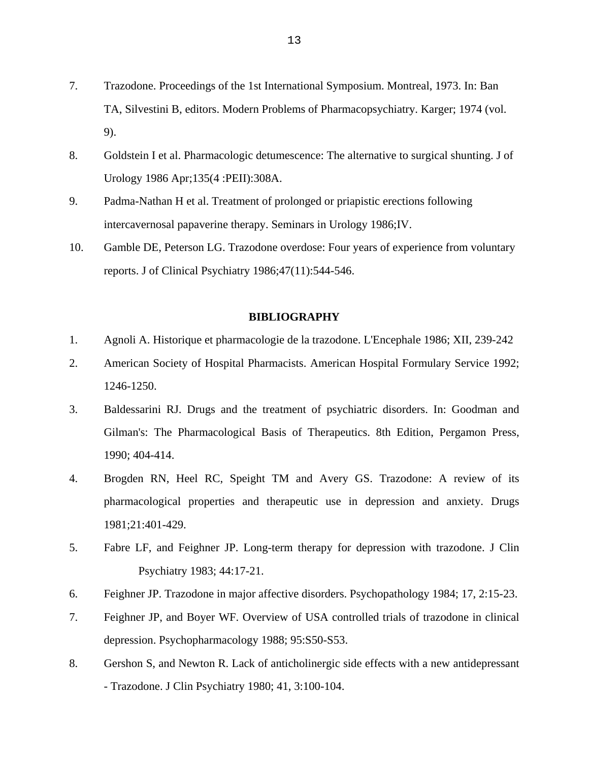7. Trazodone. Proceedings of the 1st International Symposium. Montreal, 1973. In: Ban TA, Silvestini B, editors. Modern Problems of Pharmacopsychiatry. Karger; 1974 (vol. 9).
8. Goldstein I et al. Pharmacologic detumescence: The alternative to surgical shunting. J of Urology 1986 Apr;135(4 :PEII):308A.
9. Padma-Nathan H et al. Treatment of prolonged or priapistic erections following intercavernosal papaverine therapy. Seminars in Urology 1986;IV.
10. Gamble DE, Peterson LG. Trazodone overdose: Four years of experience from voluntary reports. J of Clinical Psychiatry 1986;47(11):544-546.

## BIBLIOGRAPHY

1. Agnoli A. Historique et pharmacologie de la trazodone. L'Encephale 1986; XII, 239-242
2. American Society of Hospital Pharmacists. American Hospital Formulary Service 1992; 1246-1250.
3. Baldessarini RJ. Drugs and the treatment of psychiatric disorders. In: Goodman and Gilman's: The Pharmacological Basis of Therapeutics. 8th Edition, Pergamon Press, 1990; 404-414.
4. Brogden RN, Heel RC, Speight TM and Avery GS. Trazodone: A review of its pharmacological properties and therapeutic use in depression and anxiety. Drugs 1981;21:401-429.
5. Fabre LF, and Feighner JP. Long-term therapy for depression with trazodone. J Clin Psychiatry 1983; 44:17-21.
6. Feighner JP. Trazodone in major affective disorders. Psychopathology 1984; 17, 2:15-23.
7. Feighner JP, and Boyer WF. Overview of USA controlled trials of trazodone in clinical depression. Psychopharmacology 1988; 95:S50-S53.
8. Gershon S, and Newton R. Lack of anticholinergic side effects with a new antidepressant - Trazodone. J Clin Psychiatry 1980; 41, 3:100-104.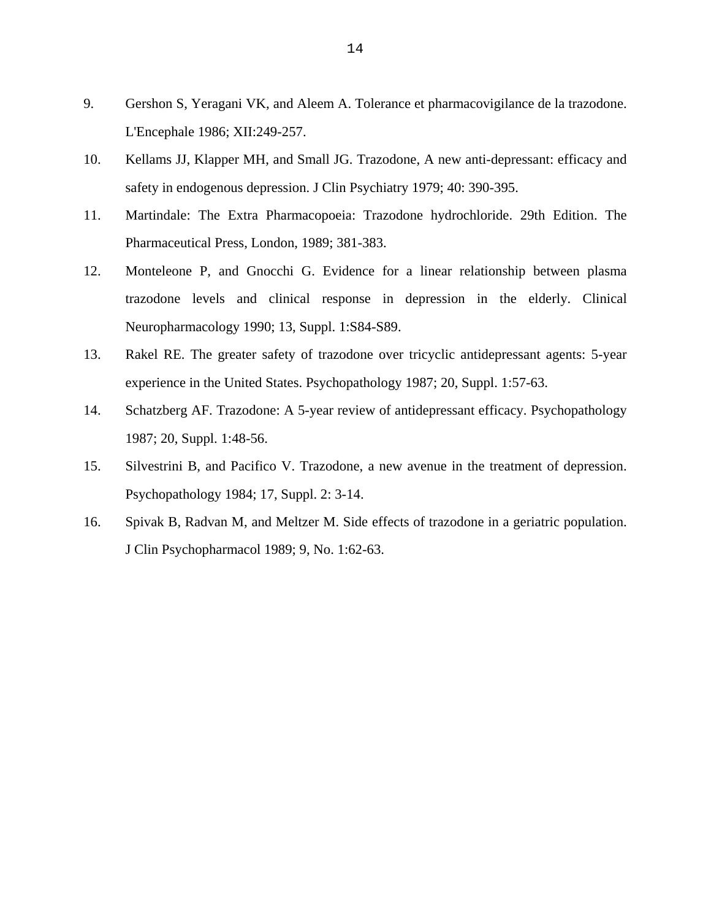9. Gershon S, Yeragani VK, and Aleem A. Tolerance et pharmacovigilance de la trazodone. L'Encephale 1986; XII:249-257.
10. Kellams JJ, Klapper MH, and Small JG. Trazodone, A new anti-depressant: efficacy and safety in endogenous depression. J Clin Psychiatry 1979; 40: 390-395.
11. Martindale: The Extra Pharmacopoeia: Trazodone hydrochloride. 29th Edition. The Pharmaceutical Press, London, 1989; 381-383.
12. Monteleone P, and Gnocchi G. Evidence for a linear relationship between plasma trazodone levels and clinical response in depression in the elderly. Clinical Neuropharmacology 1990; 13, Suppl. 1:S84-S89.
13. Rakel RE. The greater safety of trazodone over tricyclic antidepressant agents: 5-year experience in the United States. Psychopathology 1987; 20, Suppl. 1:57-63.
14. Schatzberg AF. Trazodone: A 5-year review of antidepressant efficacy. Psychopathology 1987; 20, Suppl. 1:48-56.
15. Silvestrini B, and Pacifico V. Trazodone, a new avenue in the treatment of depression. Psychopathology 1984; 17, Suppl. 2: 3-14.
16. Spivak B, Radvan M, and Meltzer M. Side effects of trazodone in a geriatric population. J Clin Psychopharmacol 1989; 9, No. 1:62-63.